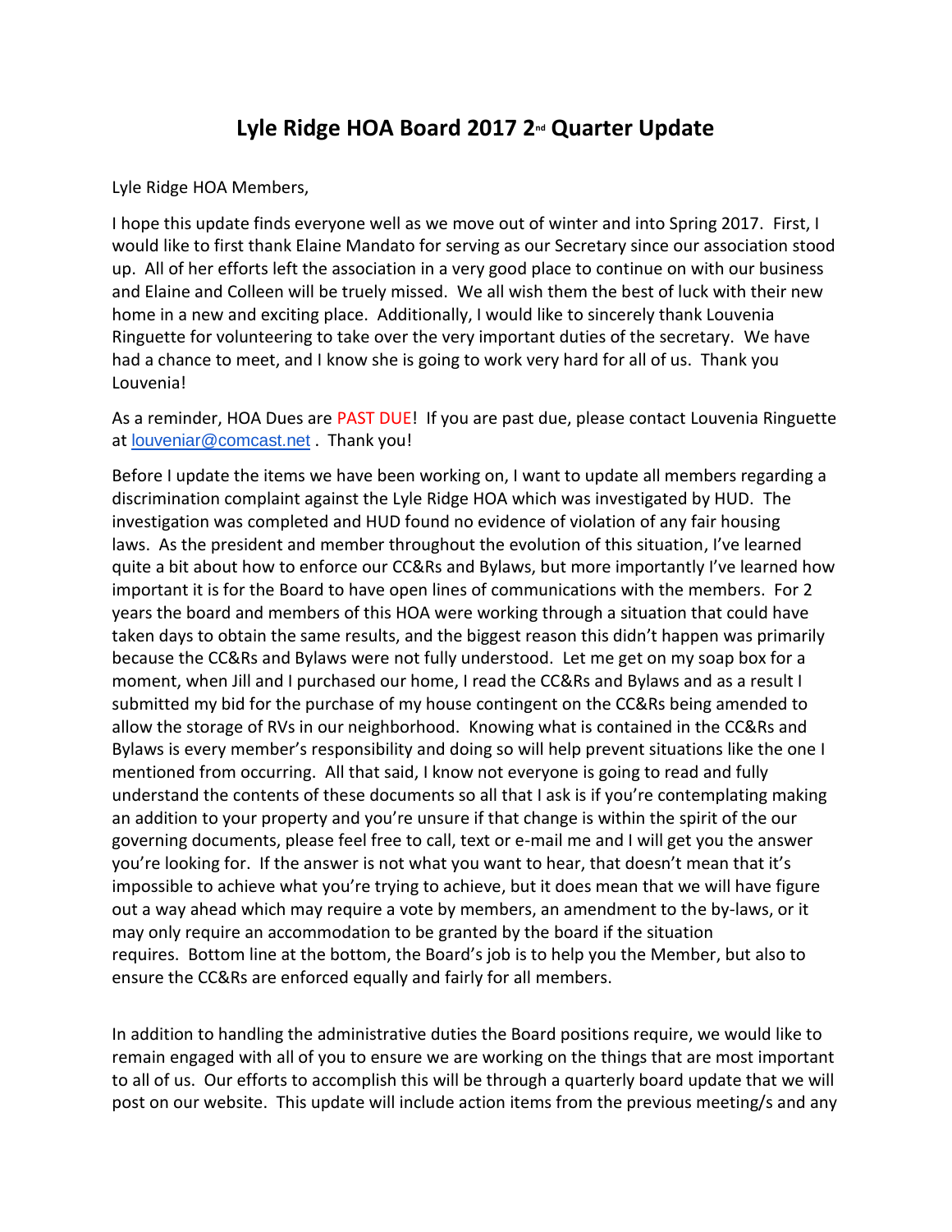# Lyle Ridge HOA Board 2017 2nd Quarter Update

Lyle Ridge HOA Members,

I hope this update finds everyone well as we move out of winter and into Spring 2017. First, I would like to first thank Elaine Mandato for serving as our Secretary since our association stood up. All of her efforts left the association in a very good place to continue on with our business and Elaine and Colleen will be truely missed. We all wish them the best of luck with their new home in a new and exciting place. Additionally, I would like to sincerely thank Louvenia Ringuette for volunteering to take over the very important duties of the secretary. We have had a chance to meet, and I know she is going to work very hard for all of us. Thank you Louvenia!

As a reminder, HOA Dues are PAST DUE! If you are past due, please contact Louvenia Ringuette at louveniar@comcast.net . Thank you!

Before I update the items we have been working on, I want to update all members regarding a discrimination complaint against the Lyle Ridge HOA which was investigated by HUD. The investigation was completed and HUD found no evidence of violation of any fair housing laws. As the president and member throughout the evolution of this situation, I've learned quite a bit about how to enforce our CC&Rs and Bylaws, but more importantly I've learned how important it is for the Board to have open lines of communications with the members. For 2 years the board and members of this HOA were working through a situation that could have taken days to obtain the same results, and the biggest reason this didn't happen was primarily because the CC&Rs and Bylaws were not fully understood. Let me get on my soap box for a moment, when Jill and I purchased our home, I read the CC&Rs and Bylaws and as a result I submitted my bid for the purchase of my house contingent on the CC&Rs being amended to allow the storage of RVs in our neighborhood. Knowing what is contained in the CC&Rs and Bylaws is every member's responsibility and doing so will help prevent situations like the one I mentioned from occurring. All that said, I know not everyone is going to read and fully understand the contents of these documents so all that I ask is if you're contemplating making an addition to your property and you're unsure if that change is within the spirit of the our governing documents, please feel free to call, text or e-mail me and I will get you the answer you're looking for. If the answer is not what you want to hear, that doesn't mean that it's impossible to achieve what you're trying to achieve, but it does mean that we will have figure out a way ahead which may require a vote by members, an amendment to the by-laws, or it may only require an accommodation to be granted by the board if the situation requires. Bottom line at the bottom, the Board's job is to help you the Member, but also to ensure the CC&Rs are enforced equally and fairly for all members.

In addition to handling the administrative duties the Board positions require, we would like to remain engaged with all of you to ensure we are working on the things that are most important to all of us. Our efforts to accomplish this will be through a quarterly board update that we will post on our website. This update will include action items from the previous meeting/s and any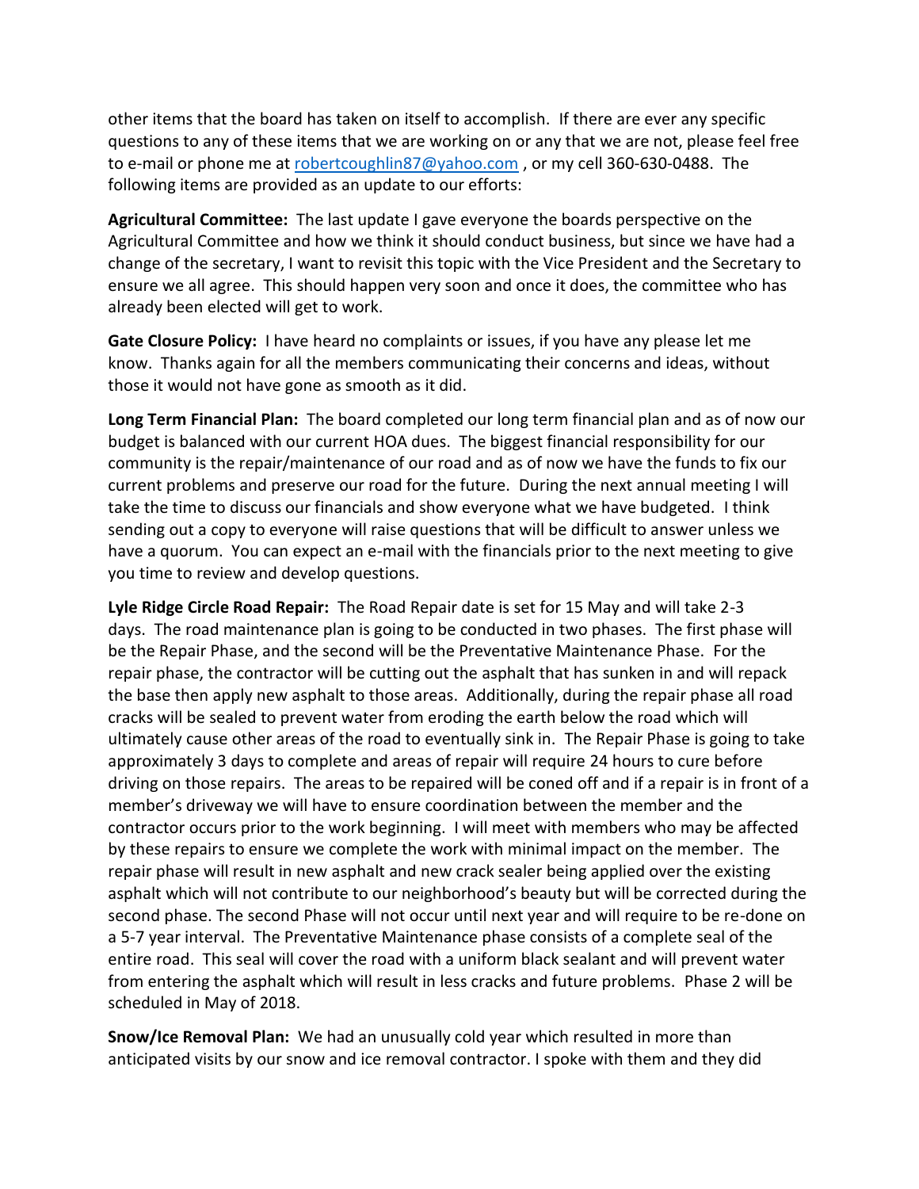other items that the board has taken on itself to accomplish. If there are ever any specific questions to any of these items that we are working on or any that we are not, please feel free to e-mail or phone me at robertcoughlin87@yahoo.com , or my cell 360-630-0488. The following items are provided as an update to our efforts:

**Agricultural Committee:** The last update I gave everyone the boards perspective on the Agricultural Committee and how we think it should conduct business, but since we have had a change of the secretary, I want to revisit this topic with the Vice President and the Secretary to ensure we all agree. This should happen very soon and once it does, the committee who has already been elected will get to work.

**Gate Closure Policy:** I have heard no complaints or issues, if you have any please let me know. Thanks again for all the members communicating their concerns and ideas, without those it would not have gone as smooth as it did.

**Long Term Financial Plan:** The board completed our long term financial plan and as of now our budget is balanced with our current HOA dues. The biggest financial responsibility for our community is the repair/maintenance of our road and as of now we have the funds to fix our current problems and preserve our road for the future. During the next annual meeting I will take the time to discuss our financials and show everyone what we have budgeted. I think sending out a copy to everyone will raise questions that will be difficult to answer unless we have a quorum. You can expect an e-mail with the financials prior to the next meeting to give you time to review and develop questions.

**Lyle Ridge Circle Road Repair:** The Road Repair date is set for 15 May and will take 2-3 days. The road maintenance plan is going to be conducted in two phases. The first phase will be the Repair Phase, and the second will be the Preventative Maintenance Phase. For the repair phase, the contractor will be cutting out the asphalt that has sunken in and will repack the base then apply new asphalt to those areas. Additionally, during the repair phase all road cracks will be sealed to prevent water from eroding the earth below the road which will ultimately cause other areas of the road to eventually sink in. The Repair Phase is going to take approximately 3 days to complete and areas of repair will require 24 hours to cure before driving on those repairs. The areas to be repaired will be coned off and if a repair is in front of a member's driveway we will have to ensure coordination between the member and the contractor occurs prior to the work beginning. I will meet with members who may be affected by these repairs to ensure we complete the work with minimal impact on the member. The repair phase will result in new asphalt and new crack sealer being applied over the existing asphalt which will not contribute to our neighborhood's beauty but will be corrected during the second phase. The second Phase will not occur until next year and will require to be re-done on a 5-7 year interval. The Preventative Maintenance phase consists of a complete seal of the entire road. This seal will cover the road with a uniform black sealant and will prevent water from entering the asphalt which will result in less cracks and future problems. Phase 2 will be scheduled in May of 2018.

**Snow/Ice Removal Plan:** We had an unusually cold year which resulted in more than anticipated visits by our snow and ice removal contractor. I spoke with them and they did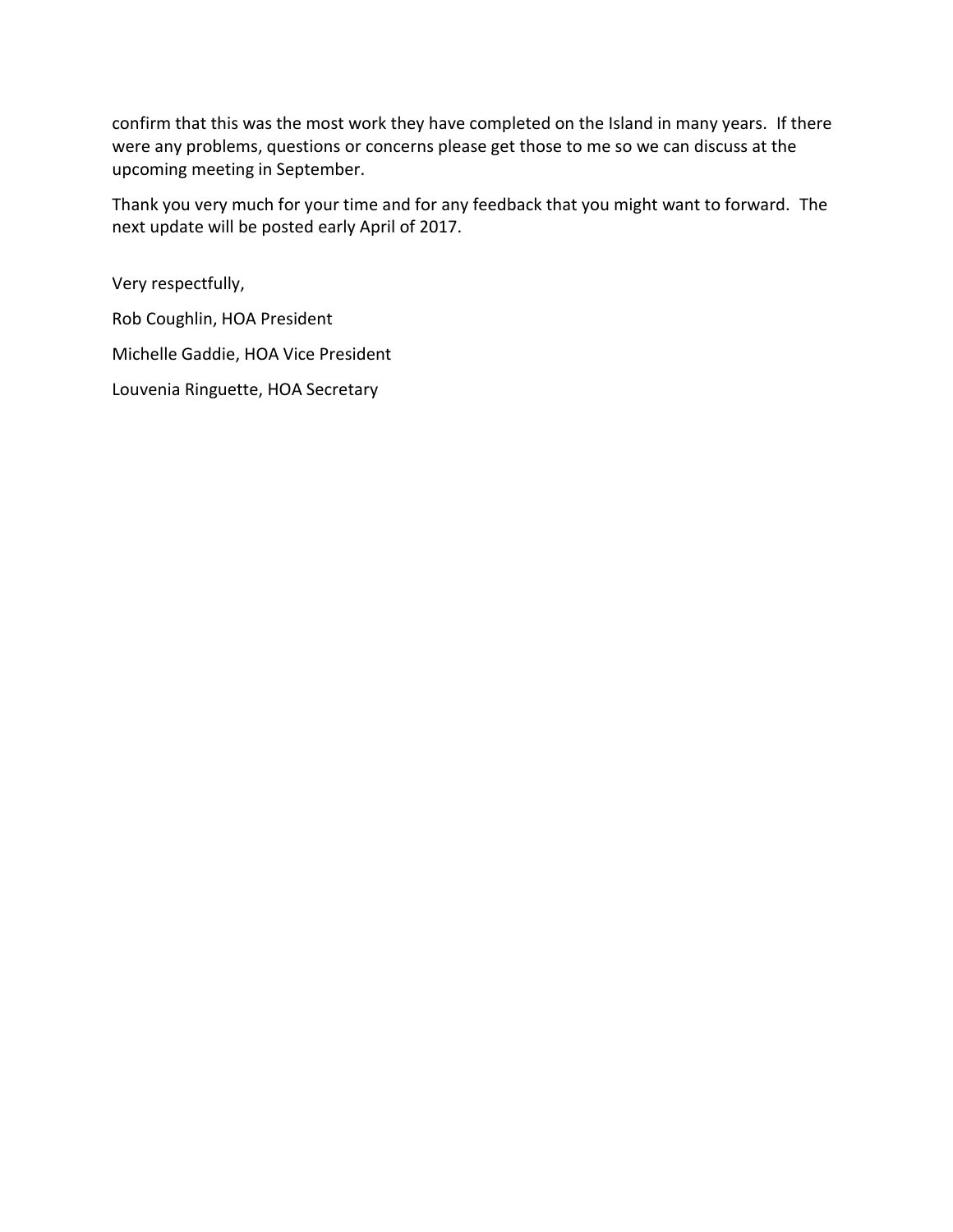confirm that this was the most work they have completed on the Island in many years. If there were any problems, questions or concerns please get those to me so we can discuss at the upcoming meeting in September.

Thank you very much for your time and for any feedback that you might want to forward. The next update will be posted early April of 2017.

Very respectfully,

Rob Coughlin, HOA President

Michelle Gaddie, HOA Vice President

Louvenia Ringuette, HOA Secretary